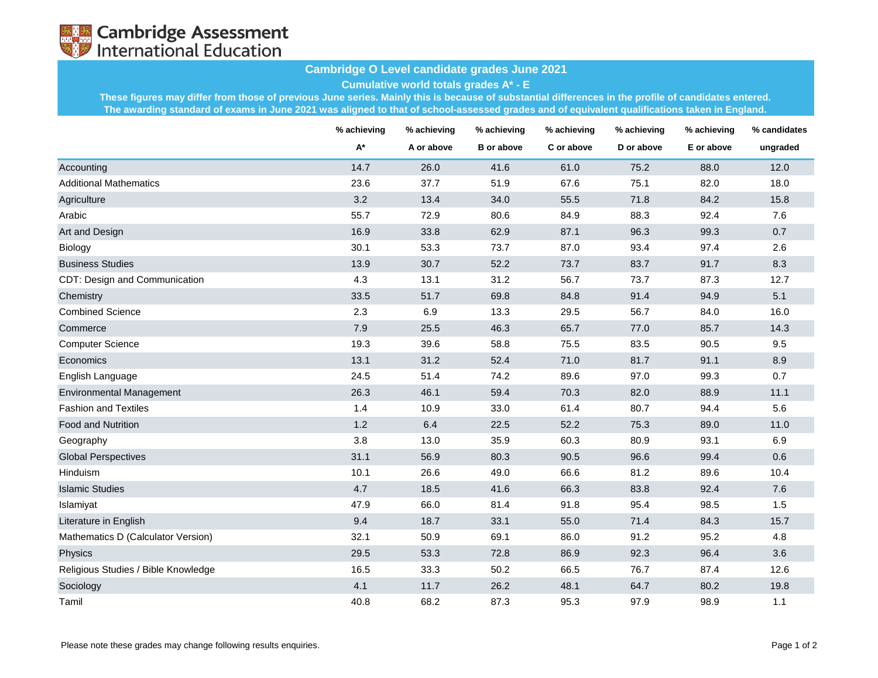Cambridge Assessment International Education

# Cambridge O Level candidate grades June 2021

## Cumulative world totals grades A* - E

**These figures may differ from those of previous June series. Mainly this is because of substantial differences in the profile of candidates entered. The awarding standard of exams in June 2021 was aligned to that of school-assessed grades and of equivalent qualifications taken in England.**

| | % achieving A* | % achieving A or above | % achieving B or above | % achieving C or above | % achieving D or above | % achieving E or above | % candidates ungraded |
|---|---|---|---|---|---|---|---|
| Accounting | 14.7 | 26.0 | 41.6 | 61.0 | 75.2 | 88.0 | 12.0 |
| Additional Mathematics | 23.6 | 37.7 | 51.9 | 67.6 | 75.1 | 82.0 | 18.0 |
| Agriculture | 3.2 | 13.4 | 34.0 | 55.5 | 71.8 | 84.2 | 15.8 |
| Arabic | 55.7 | 72.9 | 80.6 | 84.9 | 88.3 | 92.4 | 7.6 |
| Art and Design | 16.9 | 33.8 | 62.9 | 87.1 | 96.3 | 99.3 | 0.7 |
| Biology | 30.1 | 53.3 | 73.7 | 87.0 | 93.4 | 97.4 | 2.6 |
| Business Studies | 13.9 | 30.7 | 52.2 | 73.7 | 83.7 | 91.7 | 8.3 |
| CDT: Design and Communication | 4.3 | 13.1 | 31.2 | 56.7 | 73.7 | 87.3 | 12.7 |
| Chemistry | 33.5 | 51.7 | 69.8 | 84.8 | 91.4 | 94.9 | 5.1 |
| Combined Science | 2.3 | 6.9 | 13.3 | 29.5 | 56.7 | 84.0 | 16.0 |
| Commerce | 7.9 | 25.5 | 46.3 | 65.7 | 77.0 | 85.7 | 14.3 |
| Computer Science | 19.3 | 39.6 | 58.8 | 75.5 | 83.5 | 90.5 | 9.5 |
| Economics | 13.1 | 31.2 | 52.4 | 71.0 | 81.7 | 91.1 | 8.9 |
| English Language | 24.5 | 51.4 | 74.2 | 89.6 | 97.0 | 99.3 | 0.7 |
| Environmental Management | 26.3 | 46.1 | 59.4 | 70.3 | 82.0 | 88.9 | 11.1 |
| Fashion and Textiles | 1.4 | 10.9 | 33.0 | 61.4 | 80.7 | 94.4 | 5.6 |
| Food and Nutrition | 1.2 | 6.4 | 22.5 | 52.2 | 75.3 | 89.0 | 11.0 |
| Geography | 3.8 | 13.0 | 35.9 | 60.3 | 80.9 | 93.1 | 6.9 |
| Global Perspectives | 31.1 | 56.9 | 80.3 | 90.5 | 96.6 | 99.4 | 0.6 |
| Hinduism | 10.1 | 26.6 | 49.0 | 66.6 | 81.2 | 89.6 | 10.4 |
| Islamic Studies | 4.7 | 18.5 | 41.6 | 66.3 | 83.8 | 92.4 | 7.6 |
| Islamiyat | 47.9 | 66.0 | 81.4 | 91.8 | 95.4 | 98.5 | 1.5 |
| Literature in English | 9.4 | 18.7 | 33.1 | 55.0 | 71.4 | 84.3 | 15.7 |
| Mathematics D (Calculator Version) | 32.1 | 50.9 | 69.1 | 86.0 | 91.2 | 95.2 | 4.8 |
| Physics | 29.5 | 53.3 | 72.8 | 86.9 | 92.3 | 96.4 | 3.6 |
| Religious Studies / Bible Knowledge | 16.5 | 33.3 | 50.2 | 66.5 | 76.7 | 87.4 | 12.6 |
| Sociology | 4.1 | 11.7 | 26.2 | 48.1 | 64.7 | 80.2 | 19.8 |
| Tamil | 40.8 | 68.2 | 87.3 | 95.3 | 97.9 | 98.9 | 1.1 |

Please note these grades may change following results enquiries.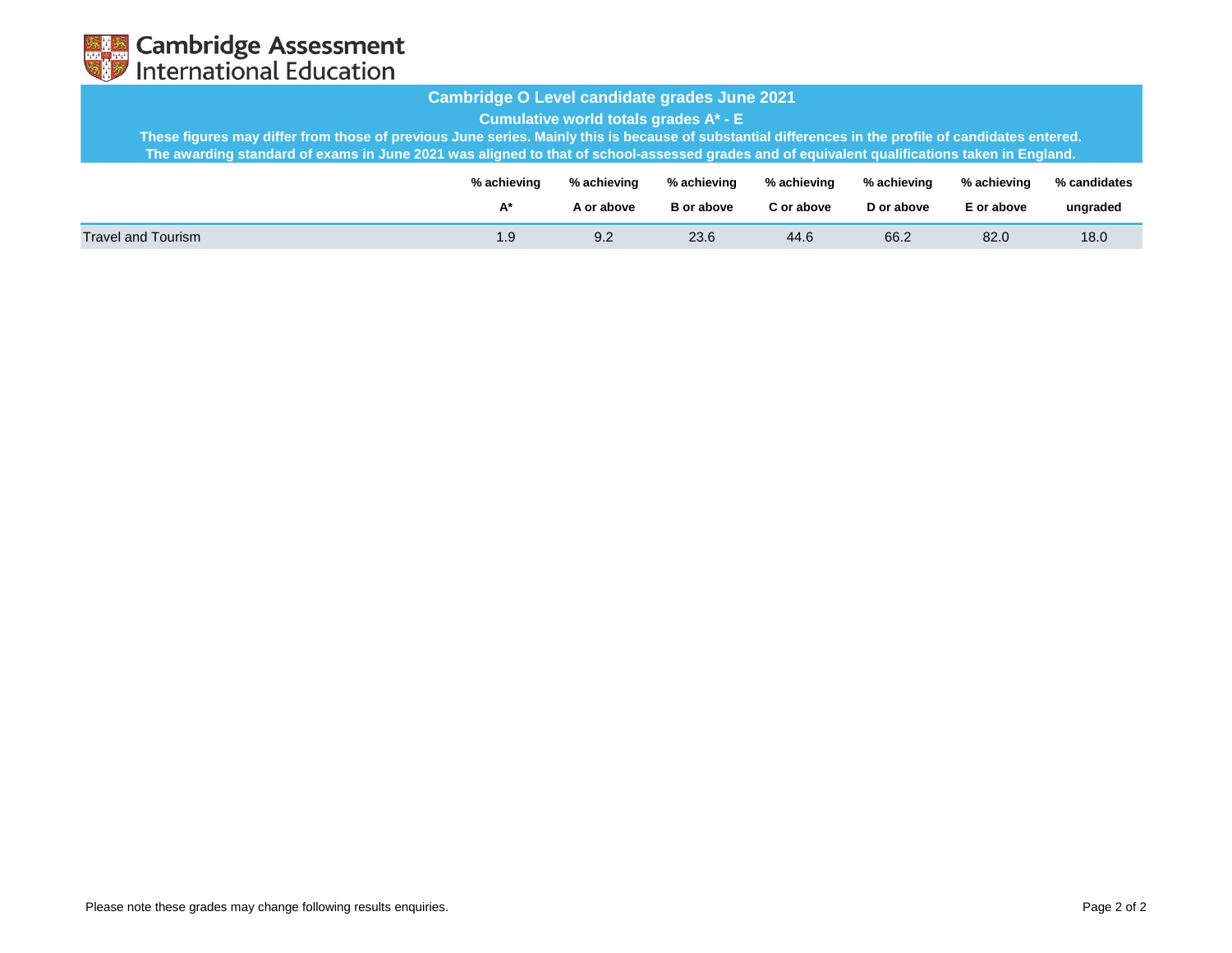Cambridge Assessment International Education

# Cambridge O Level candidate grades June 2021

## Cumulative world totals grades A* - E

**These figures may differ from those of previous June series. Mainly this is because of substantial differences in the profile of candidates entered.**
**The awarding standard of exams in June 2021 was aligned to that of school-assessed grades and of equivalent qualifications taken in England.**

| | % achieving A* | % achieving A or above | % achieving B or above | % achieving C or above | % achieving D or above | % achieving E or above | % candidates ungraded |
|---|---|---|---|---|---|---|---|
| Travel and Tourism | 1.9 | 9.2 | 23.6 | 44.6 | 66.2 | 82.0 | 18.0 |

Please note these grades may change following results enquiries.